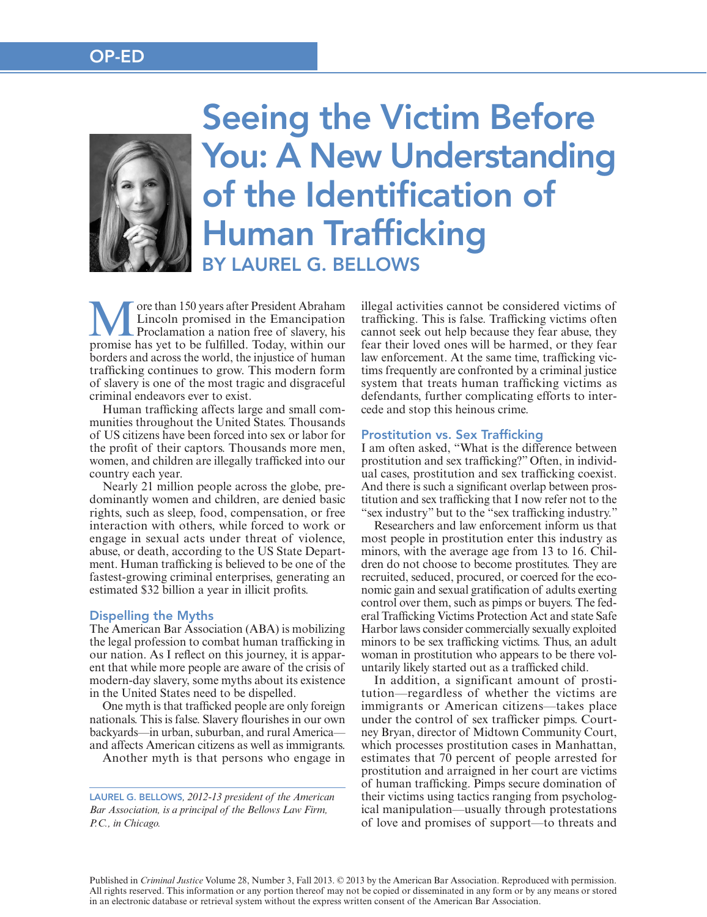OP-ED

# Seeing the Victim Before You: A New Understanding of the Identification of Human Trafficking

## BY LAUREL G. BELLOWS

More than 150 years after President Abraham Lincoln promised in the Emancipation Proclamation a nation free of slavery, his promise has yet to be fulfilled. Today, within our borders and across the world, the injustice of human trafficking continues to grow. This modern form of slavery is one of the most tragic and disgraceful criminal endeavors ever to exist.

Human trafficking affects large and small communities throughout the United States. Thousands of US citizens have been forced into sex or labor for the profit of their captors. Thousands more men, women, and children are illegally trafficked into our country each year.

Nearly 21 million people across the globe, predominantly women and children, are denied basic rights, such as sleep, food, compensation, or free interaction with others, while forced to work or engage in sexual acts under threat of violence, abuse, or death, according to the US State Department. Human trafficking is believed to be one of the fastest-growing criminal enterprises, generating an estimated $32 billion a year in illicit profits.

### Dispelling the Myths

The American Bar Association (ABA) is mobilizing the legal profession to combat human trafficking in our nation. As I reflect on this journey, it is apparent that while more people are aware of the crisis of modern-day slavery, some myths about its existence in the United States need to be dispelled.

One myth is that trafficked people are only foreign nationals. This is false. Slavery flourishes in our own backyards—in urban, suburban, and rural America—and affects American citizens as well as immigrants.

Another myth is that persons who engage in illegal activities cannot be considered victims of trafficking. This is false. Trafficking victims often cannot seek out help because they fear abuse, they fear their loved ones will be harmed, or they fear law enforcement. At the same time, trafficking victims frequently are confronted by a criminal justice system that treats human trafficking victims as defendants, further complicating efforts to intercede and stop this heinous crime.

### Prostitution vs. Sex Trafficking

I am often asked, "What is the difference between prostitution and sex trafficking?" Often, in individual cases, prostitution and sex trafficking coexist. And there is such a significant overlap between prostitution and sex trafficking that I now refer not to the "sex industry" but to the "sex trafficking industry."

Researchers and law enforcement inform us that most people in prostitution enter this industry as minors, with the average age from 13 to 16. Children do not choose to become prostitutes. They are recruited, seduced, procured, or coerced for the economic gain and sexual gratification of adults exerting control over them, such as pimps or buyers. The federal Trafficking Victims Protection Act and state Safe Harbor laws consider commercially sexually exploited minors to be sex trafficking victims. Thus, an adult woman in prostitution who appears to be there voluntarily likely started out as a trafficked child.

In addition, a significant amount of prostitution—regardless of whether the victims are immigrants or American citizens—takes place under the control of sex trafficker pimps. Courtney Bryan, director of Midtown Community Court, which processes prostitution cases in Manhattan, estimates that 70 percent of people arrested for prostitution and arraigned in her court are victims of human trafficking. Pimps secure domination of their victims using tactics ranging from psychological manipulation—usually through protestations of love and promises of support—to threats and

---

LAUREL G. BELLOWS, *2012-13 president of the American Bar Association, is a principal of the Bellows Law Firm, P.C., in Chicago.*

Published in *Criminal Justice* Volume 28, Number 3, Fall 2013. © 2013 by the American Bar Association. Reproduced with permission. All rights reserved. This information or any portion thereof may not be copied or disseminated in any form or by any means or stored in an electronic database or retrieval system without the express written consent of the American Bar Association.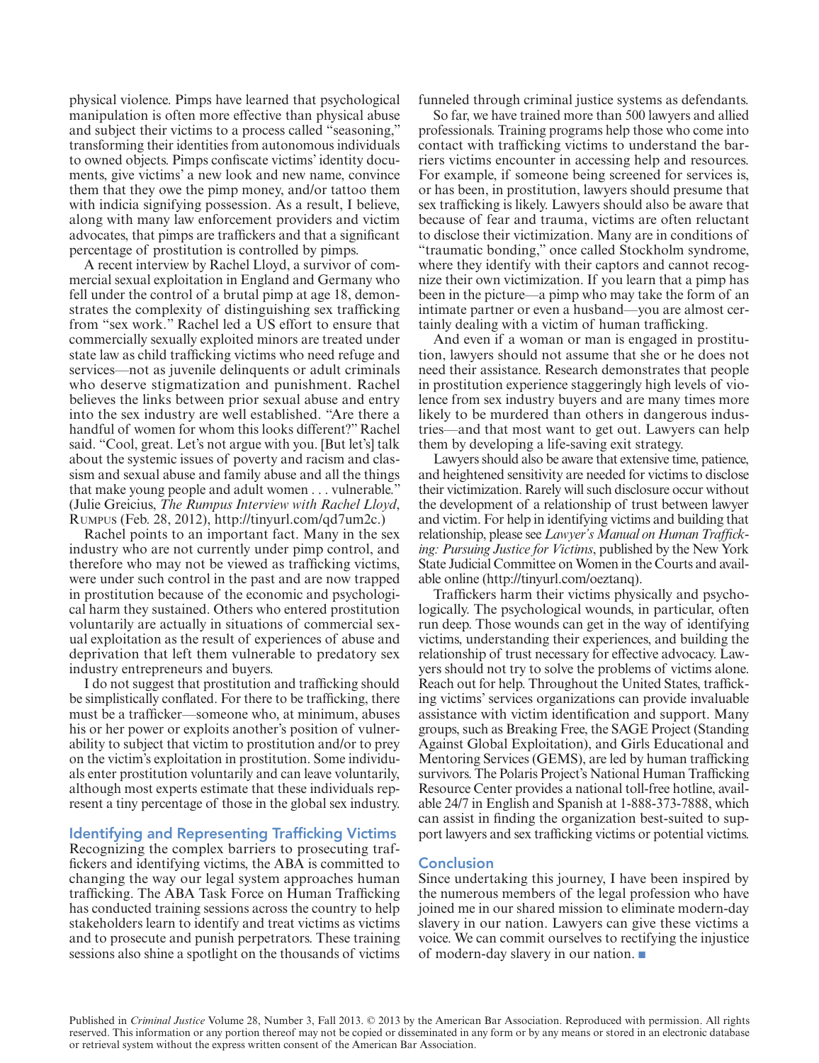physical violence. Pimps have learned that psychological manipulation is often more effective than physical abuse and subject their victims to a process called "seasoning," transforming their identities from autonomous individuals to owned objects. Pimps confiscate victims' identity documents, give victims' a new look and new name, convince them that they owe the pimp money, and/or tattoo them with indicia signifying possession. As a result, I believe, along with many law enforcement providers and victim advocates, that pimps are traffickers and that a significant percentage of prostitution is controlled by pimps.

A recent interview by Rachel Lloyd, a survivor of commercial sexual exploitation in England and Germany who fell under the control of a brutal pimp at age 18, demonstrates the complexity of distinguishing sex trafficking from "sex work." Rachel led a US effort to ensure that commercially sexually exploited minors are treated under state law as child trafficking victims who need refuge and services—not as juvenile delinquents or adult criminals who deserve stigmatization and punishment. Rachel believes the links between prior sexual abuse and entry into the sex industry are well established. "Are there a handful of women for whom this looks different?" Rachel said. "Cool, great. Let's not argue with you. [But let's] talk about the systemic issues of poverty and racism and classism and sexual abuse and family abuse and all the things that make young people and adult women . . . vulnerable." (Julie Greicius, *The Rumpus Interview with Rachel Lloyd*, Rumpus (Feb. 28, 2012), http://tinyurl.com/qd7um2c.)

Rachel points to an important fact. Many in the sex industry who are not currently under pimp control, and therefore who may not be viewed as trafficking victims, were under such control in the past and are now trapped in prostitution because of the economic and psychological harm they sustained. Others who entered prostitution voluntarily are actually in situations of commercial sexual exploitation as the result of experiences of abuse and deprivation that left them vulnerable to predatory sex industry entrepreneurs and buyers.

I do not suggest that prostitution and trafficking should be simplistically conflated. For there to be trafficking, there must be a trafficker—someone who, at minimum, abuses his or her power or exploits another's position of vulnerability to subject that victim to prostitution and/or to prey on the victim's exploitation in prostitution. Some individuals enter prostitution voluntarily and can leave voluntarily, although most experts estimate that these individuals represent a tiny percentage of those in the global sex industry.

## Identifying and Representing Trafficking Victims

Recognizing the complex barriers to prosecuting traffickers and identifying victims, the ABA is committed to changing the way our legal system approaches human trafficking. The ABA Task Force on Human Trafficking has conducted training sessions across the country to help stakeholders learn to identify and treat victims as victims and to prosecute and punish perpetrators. These training sessions also shine a spotlight on the thousands of victims funneled through criminal justice systems as defendants.

So far, we have trained more than 500 lawyers and allied professionals. Training programs help those who come into contact with trafficking victims to understand the barriers victims encounter in accessing help and resources. For example, if someone being screened for services is, or has been, in prostitution, lawyers should presume that sex trafficking is likely. Lawyers should also be aware that because of fear and trauma, victims are often reluctant to disclose their victimization. Many are in conditions of "traumatic bonding," once called Stockholm syndrome, where they identify with their captors and cannot recognize their own victimization. If you learn that a pimp has been in the picture—a pimp who may take the form of an intimate partner or even a husband—you are almost certainly dealing with a victim of human trafficking.

And even if a woman or man is engaged in prostitution, lawyers should not assume that she or he does not need their assistance. Research demonstrates that people in prostitution experience staggeringly high levels of violence from sex industry buyers and are many times more likely to be murdered than others in dangerous industries—and that most want to get out. Lawyers can help them by developing a life-saving exit strategy.

Lawyers should also be aware that extensive time, patience, and heightened sensitivity are needed for victims to disclose their victimization. Rarely will such disclosure occur without the development of a relationship of trust between lawyer and victim. For help in identifying victims and building that relationship, please see *Lawyer's Manual on Human Trafficking: Pursuing Justice for Victims*, published by the New York State Judicial Committee on Women in the Courts and available online (http://tinyurl.com/oeztanq).

Traffickers harm their victims physically and psychologically. The psychological wounds, in particular, often run deep. Those wounds can get in the way of identifying victims, understanding their experiences, and building the relationship of trust necessary for effective advocacy. Lawyers should not try to solve the problems of victims alone. Reach out for help. Throughout the United States, trafficking victims' services organizations can provide invaluable assistance with victim identification and support. Many groups, such as Breaking Free, the SAGE Project (Standing Against Global Exploitation), and Girls Educational and Mentoring Services (GEMS), are led by human trafficking survivors. The Polaris Project's National Human Trafficking Resource Center provides a national toll-free hotline, available 24/7 in English and Spanish at 1-888-373-7888, which can assist in finding the organization best-suited to support lawyers and sex trafficking victims or potential victims.

## Conclusion

Since undertaking this journey, I have been inspired by the numerous members of the legal profession who have joined me in our shared mission to eliminate modern-day slavery in our nation. Lawyers can give these victims a voice. We can commit ourselves to rectifying the injustice of modern-day slavery in our nation. ■

Published in *Criminal Justice* Volume 28, Number 3, Fall 2013. © 2013 by the American Bar Association. Reproduced with permission. All rights reserved. This information or any portion thereof may not be copied or disseminated in any form or by any means or stored in an electronic database or retrieval system without the express written consent of the American Bar Association.